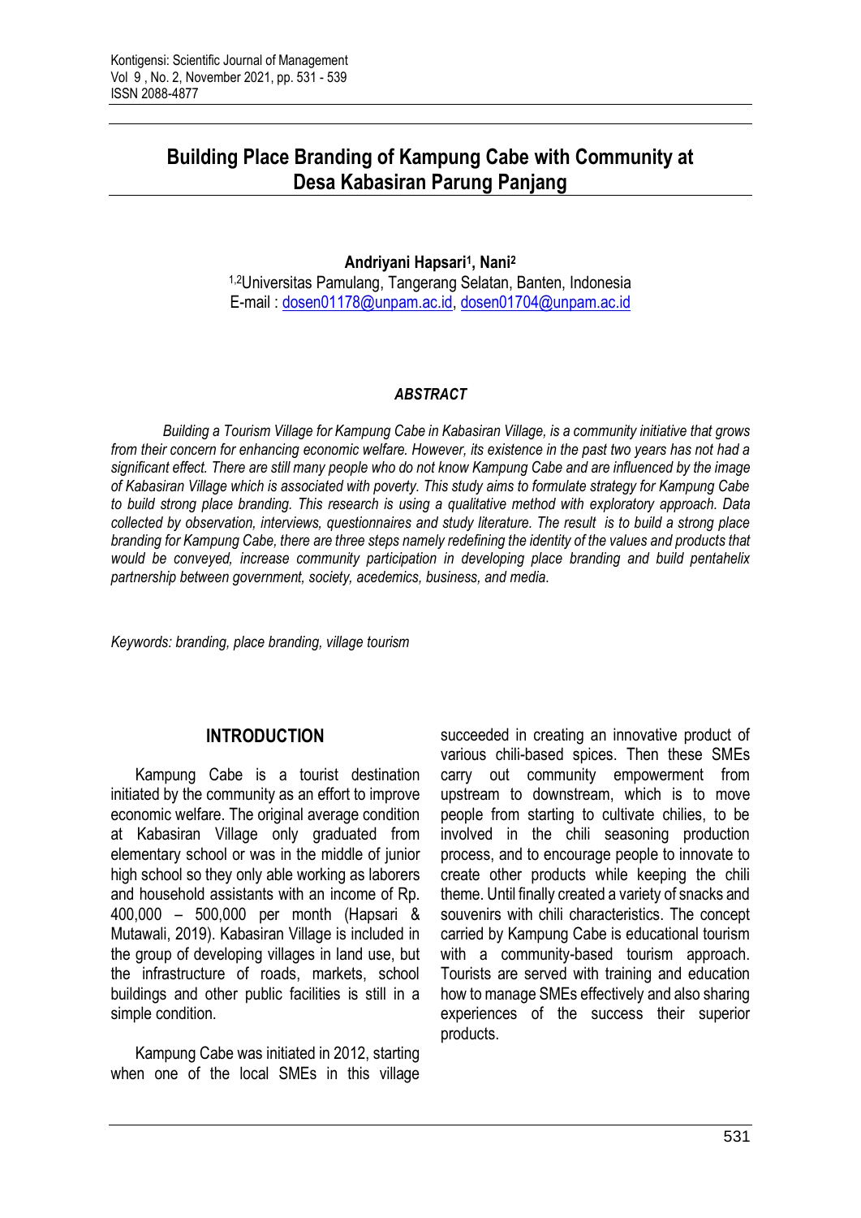# Building Place Branding of Kampung Cabe with Community at Desa Kabasiran Parung Panjang

**Andriyani Hapsari[1], Nani[2]**

[1,2]Universitas Pamulang, Tangerang Selatan, Banten, Indonesia

E-mail : dosen01178@unpam.ac.id, dosen01704@unpam.ac.id

## *ABSTRACT*

*Building a Tourism Village for Kampung Cabe in Kabasiran Village, is a community initiative that grows from their concern for enhancing economic welfare. However, its existence in the past two years has not had a significant effect. There are still many people who do not know Kampung Cabe and are influenced by the image of Kabasiran Village which is associated with poverty. This study aims to formulate strategy for Kampung Cabe to build strong place branding. This research is using a qualitative method with exploratory approach. Data collected by observation, interviews, questionnaires and study literature. The result is to build a strong place branding for Kampung Cabe, there are three steps namely redefining the identity of the values and products that would be conveyed, increase community participation in developing place branding and build pentahelix partnership between government, society, acedemics, business, and media.*

*Keywords: branding, place branding, village tourism*

## INTRODUCTION

Kampung Cabe is a tourist destination initiated by the community as an effort to improve economic welfare. The original average condition at Kabasiran Village only graduated from elementary school or was in the middle of junior high school so they only able working as laborers and household assistants with an income of Rp. 400,000 – 500,000 per month (Hapsari & Mutawali, 2019). Kabasiran Village is included in the group of developing villages in land use, but the infrastructure of roads, markets, school buildings and other public facilities is still in a simple condition.

Kampung Cabe was initiated in 2012, starting when one of the local SMEs in this village succeeded in creating an innovative product of various chili-based spices. Then these SMEs carry out community empowerment from upstream to downstream, which is to move people from starting to cultivate chilies, to be involved in the chili seasoning production process, and to encourage people to innovate to create other products while keeping the chili theme. Until finally created a variety of snacks and souvenirs with chili characteristics. The concept carried by Kampung Cabe is educational tourism with a community-based tourism approach. Tourists are served with training and education how to manage SMEs effectively and also sharing experiences of the success their superior products.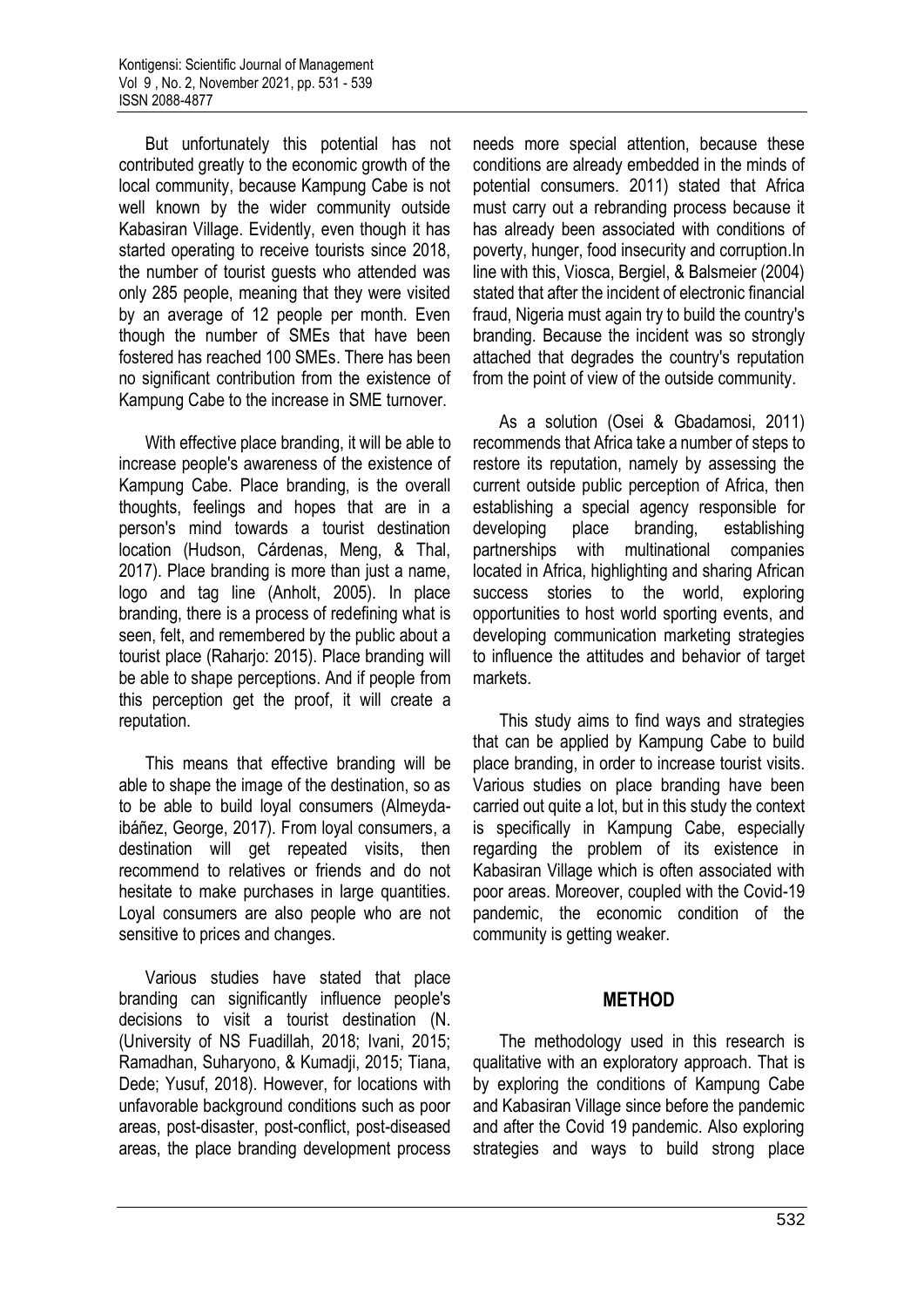But unfortunately this potential has not contributed greatly to the economic growth of the local community, because Kampung Cabe is not well known by the wider community outside Kabasiran Village. Evidently, even though it has started operating to receive tourists since 2018, the number of tourist guests who attended was only 285 people, meaning that they were visited by an average of 12 people per month. Even though the number of SMEs that have been fostered has reached 100 SMEs. There has been no significant contribution from the existence of Kampung Cabe to the increase in SME turnover.

With effective place branding, it will be able to increase people's awareness of the existence of Kampung Cabe. Place branding, is the overall thoughts, feelings and hopes that are in a person's mind towards a tourist destination location (Hudson, Cárdenas, Meng, & Thal, 2017). Place branding is more than just a name, logo and tag line (Anholt, 2005). In place branding, there is a process of redefining what is seen, felt, and remembered by the public about a tourist place (Raharjo: 2015). Place branding will be able to shape perceptions. And if people from this perception get the proof, it will create a reputation.

This means that effective branding will be able to shape the image of the destination, so as to be able to build loyal consumers (Almeyda-ibáñez, George, 2017). From loyal consumers, a destination will get repeated visits, then recommend to relatives or friends and do not hesitate to make purchases in large quantities. Loyal consumers are also people who are not sensitive to prices and changes.

Various studies have stated that place branding can significantly influence people's decisions to visit a tourist destination (N. (University of NS Fuadillah, 2018; Ivani, 2015; Ramadhan, Suharyono, & Kumadji, 2015; Tiana, Dede; Yusuf, 2018). However, for locations with unfavorable background conditions such as poor areas, post-disaster, post-conflict, post-diseased areas, the place branding development process needs more special attention, because these conditions are already embedded in the minds of potential consumers. 2011) stated that Africa must carry out a rebranding process because it has already been associated with conditions of poverty, hunger, food insecurity and corruption.In line with this, Viosca, Bergiel, & Balsmeier (2004) stated that after the incident of electronic financial fraud, Nigeria must again try to build the country's branding. Because the incident was so strongly attached that degrades the country's reputation from the point of view of the outside community.

As a solution (Osei & Gbadamosi, 2011) recommends that Africa take a number of steps to restore its reputation, namely by assessing the current outside public perception of Africa, then establishing a special agency responsible for developing place branding, establishing partnerships with multinational companies located in Africa, highlighting and sharing African success stories to the world, exploring opportunities to host world sporting events, and developing communication marketing strategies to influence the attitudes and behavior of target markets.

This study aims to find ways and strategies that can be applied by Kampung Cabe to build place branding, in order to increase tourist visits. Various studies on place branding have been carried out quite a lot, but in this study the context is specifically in Kampung Cabe, especially regarding the problem of its existence in Kabasiran Village which is often associated with poor areas. Moreover, coupled with the Covid-19 pandemic, the economic condition of the community is getting weaker.

## METHOD

The methodology used in this research is qualitative with an exploratory approach. That is by exploring the conditions of Kampung Cabe and Kabasiran Village since before the pandemic and after the Covid 19 pandemic. Also exploring strategies and ways to build strong place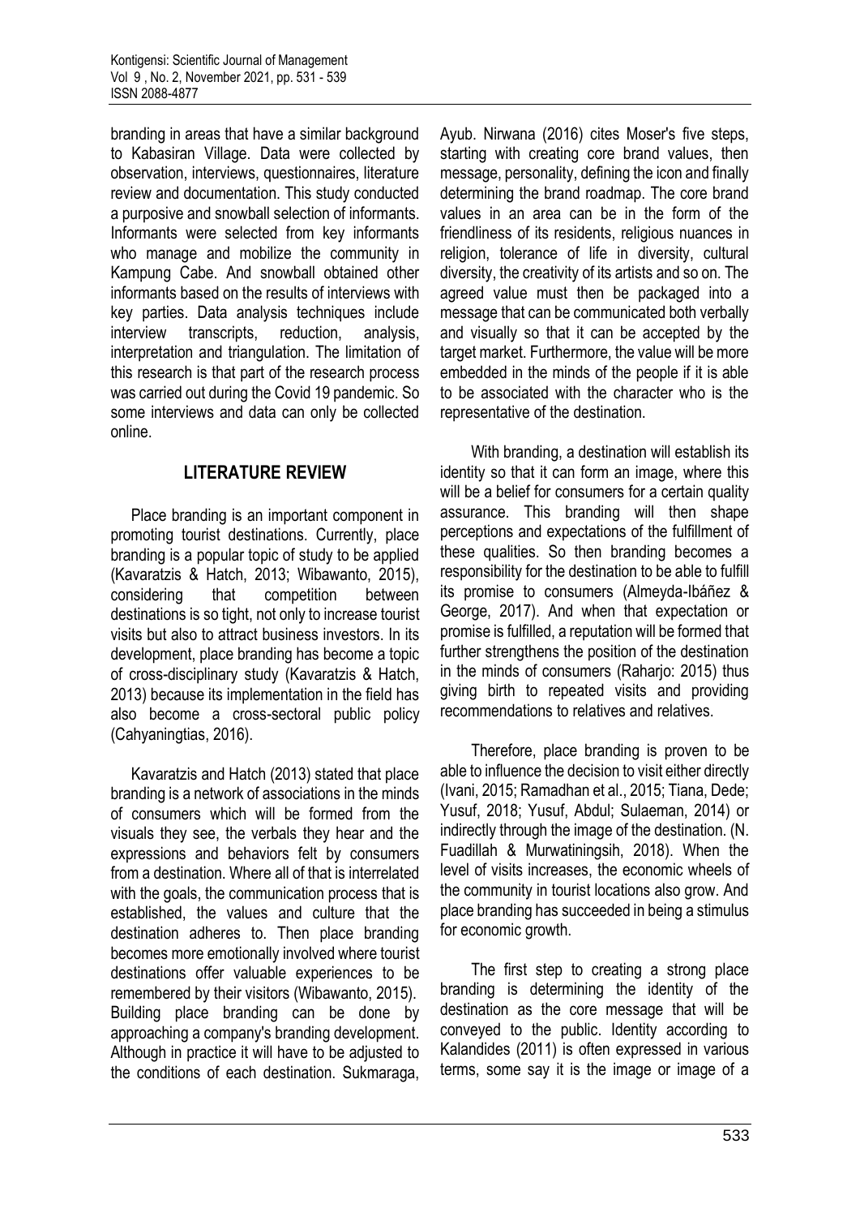branding in areas that have a similar background to Kabasiran Village. Data were collected by observation, interviews, questionnaires, literature review and documentation. This study conducted a purposive and snowball selection of informants. Informants were selected from key informants who manage and mobilize the community in Kampung Cabe. And snowball obtained other informants based on the results of interviews with key parties. Data analysis techniques include interview transcripts, reduction, analysis, interpretation and triangulation. The limitation of this research is that part of the research process was carried out during the Covid 19 pandemic. So some interviews and data can only be collected online.

## LITERATURE REVIEW

Place branding is an important component in promoting tourist destinations. Currently, place branding is a popular topic of study to be applied (Kavaratzis & Hatch, 2013; Wibawanto, 2015), considering that competition between destinations is so tight, not only to increase tourist visits but also to attract business investors. In its development, place branding has become a topic of cross-disciplinary study (Kavaratzis & Hatch, 2013) because its implementation in the field has also become a cross-sectoral public policy (Cahyaningtias, 2016).

Kavaratzis and Hatch (2013) stated that place branding is a network of associations in the minds of consumers which will be formed from the visuals they see, the verbals they hear and the expressions and behaviors felt by consumers from a destination. Where all of that is interrelated with the goals, the communication process that is established, the values and culture that the destination adheres to. Then place branding becomes more emotionally involved where tourist destinations offer valuable experiences to be remembered by their visitors (Wibawanto, 2015). Building place branding can be done by approaching a company's branding development. Although in practice it will have to be adjusted to the conditions of each destination. Sukmaraga, Ayub. Nirwana (2016) cites Moser's five steps, starting with creating core brand values, then message, personality, defining the icon and finally determining the brand roadmap. The core brand values in an area can be in the form of the friendliness of its residents, religious nuances in religion, tolerance of life in diversity, cultural diversity, the creativity of its artists and so on. The agreed value must then be packaged into a message that can be communicated both verbally and visually so that it can be accepted by the target market. Furthermore, the value will be more embedded in the minds of the people if it is able to be associated with the character who is the representative of the destination.

With branding, a destination will establish its identity so that it can form an image, where this will be a belief for consumers for a certain quality assurance. This branding will then shape perceptions and expectations of the fulfillment of these qualities. So then branding becomes a responsibility for the destination to be able to fulfill its promise to consumers (Almeyda-Ibáñez & George, 2017). And when that expectation or promise is fulfilled, a reputation will be formed that further strengthens the position of the destination in the minds of consumers (Raharjo: 2015) thus giving birth to repeated visits and providing recommendations to relatives and relatives.

Therefore, place branding is proven to be able to influence the decision to visit either directly (Ivani, 2015; Ramadhan et al., 2015; Tiana, Dede; Yusuf, 2018; Yusuf, Abdul; Sulaeman, 2014) or indirectly through the image of the destination. (N. Fuadillah & Murwatiningsih, 2018). When the level of visits increases, the economic wheels of the community in tourist locations also grow. And place branding has succeeded in being a stimulus for economic growth.

The first step to creating a strong place branding is determining the identity of the destination as the core message that will be conveyed to the public. Identity according to Kalandides (2011) is often expressed in various terms, some say it is the image or image of a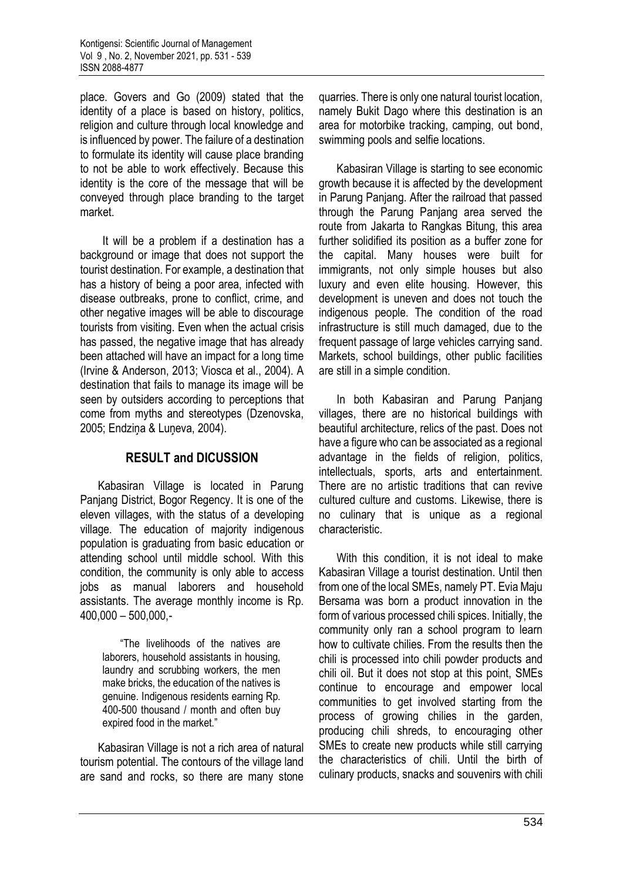place. Govers and Go (2009) stated that the identity of a place is based on history, politics, religion and culture through local knowledge and is influenced by power. The failure of a destination to formulate its identity will cause place branding to not be able to work effectively. Because this identity is the core of the message that will be conveyed through place branding to the target market.

It will be a problem if a destination has a background or image that does not support the tourist destination. For example, a destination that has a history of being a poor area, infected with disease outbreaks, prone to conflict, crime, and other negative images will be able to discourage tourists from visiting. Even when the actual crisis has passed, the negative image that has already been attached will have an impact for a long time (Irvine & Anderson, 2013; Viosca et al., 2004). A destination that fails to manage its image will be seen by outsiders according to perceptions that come from myths and stereotypes (Dzenovska, 2005; Endziņa & Luņeva, 2004).

## RESULT and DICUSSION

Kabasiran Village is located in Parung Panjang District, Bogor Regency. It is one of the eleven villages, with the status of a developing village. The education of majority indigenous population is graduating from basic education or attending school until middle school. With this condition, the community is only able to access jobs as manual laborers and household assistants. The average monthly income is Rp. 400,000 – 500,000,-

> "The livelihoods of the natives are laborers, household assistants in housing, laundry and scrubbing workers, the men make bricks, the education of the natives is genuine. Indigenous residents earning Rp. 400-500 thousand / month and often buy expired food in the market."

Kabasiran Village is not a rich area of natural tourism potential. The contours of the village land are sand and rocks, so there are many stone quarries. There is only one natural tourist location, namely Bukit Dago where this destination is an area for motorbike tracking, camping, out bond, swimming pools and selfie locations.

Kabasiran Village is starting to see economic growth because it is affected by the development in Parung Panjang. After the railroad that passed through the Parung Panjang area served the route from Jakarta to Rangkas Bitung, this area further solidified its position as a buffer zone for the capital. Many houses were built for immigrants, not only simple houses but also luxury and even elite housing. However, this development is uneven and does not touch the indigenous people. The condition of the road infrastructure is still much damaged, due to the frequent passage of large vehicles carrying sand. Markets, school buildings, other public facilities are still in a simple condition.

In both Kabasiran and Parung Panjang villages, there are no historical buildings with beautiful architecture, relics of the past. Does not have a figure who can be associated as a regional advantage in the fields of religion, politics, intellectuals, sports, arts and entertainment. There are no artistic traditions that can revive cultured culture and customs. Likewise, there is no culinary that is unique as a regional characteristic.

With this condition, it is not ideal to make Kabasiran Village a tourist destination. Until then from one of the local SMEs, namely PT. Evia Maju Bersama was born a product innovation in the form of various processed chili spices. Initially, the community only ran a school program to learn how to cultivate chilies. From the results then the chili is processed into chili powder products and chili oil. But it does not stop at this point, SMEs continue to encourage and empower local communities to get involved starting from the process of growing chilies in the garden, producing chili shreds, to encouraging other SMEs to create new products while still carrying the characteristics of chili. Until the birth of culinary products, snacks and souvenirs with chili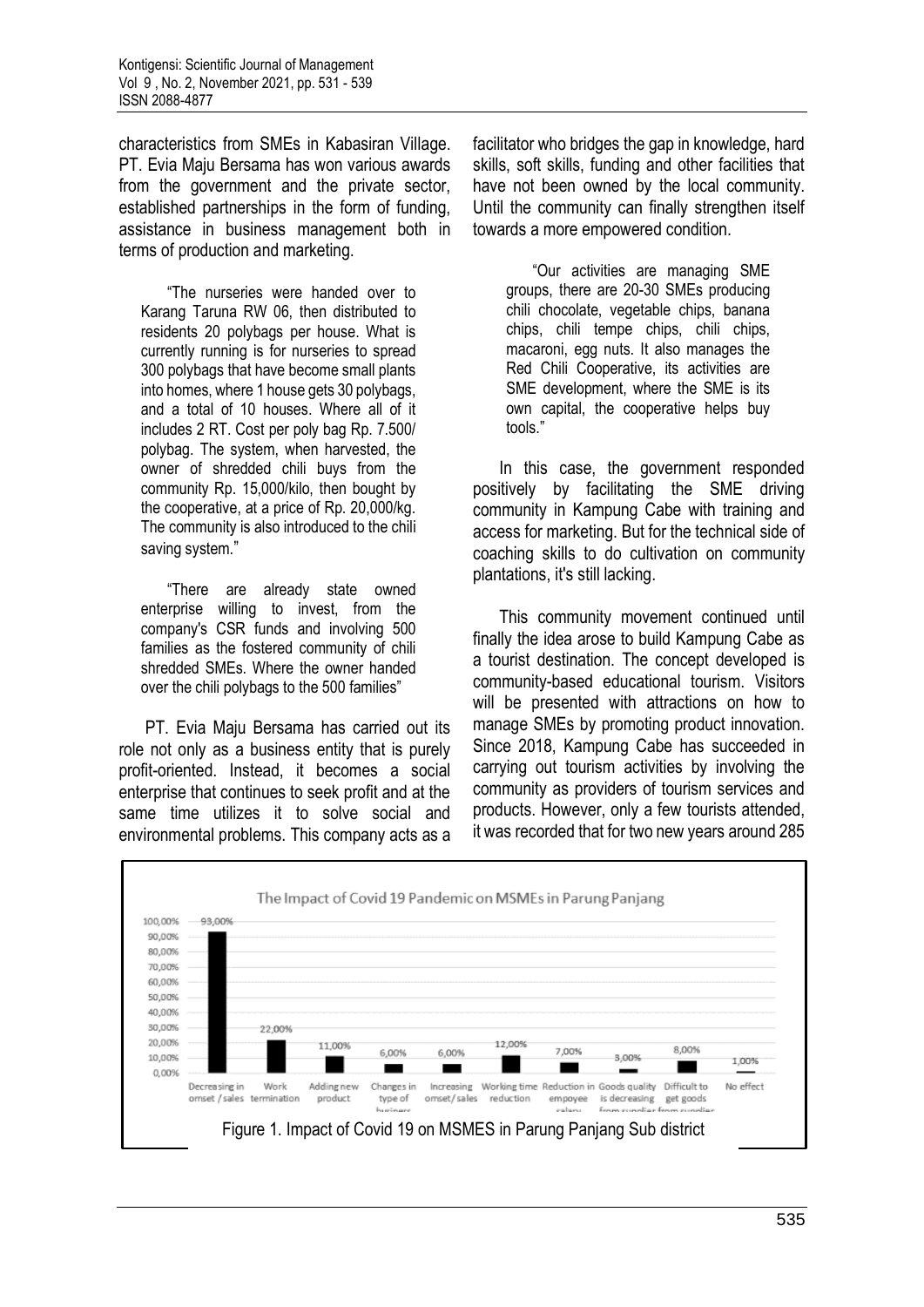characteristics from SMEs in Kabasiran Village. PT. Evia Maju Bersama has won various awards from the government and the private sector, established partnerships in the form of funding, assistance in business management both in terms of production and marketing.

> "The nurseries were handed over to Karang Taruna RW 06, then distributed to residents 20 polybags per house. What is currently running is for nurseries to spread 300 polybags that have become small plants into homes, where 1 house gets 30 polybags, and a total of 10 houses. Where all of it includes 2 RT. Cost per poly bag Rp. 7.500/ polybag. The system, when harvested, the owner of shredded chili buys from the community Rp. 15,000/kilo, then bought by the cooperative, at a price of Rp. 20,000/kg. The community is also introduced to the chili saving system."

> "There are already state owned enterprise willing to invest, from the company's CSR funds and involving 500 families as the fostered community of chili shredded SMEs. Where the owner handed over the chili polybags to the 500 families"

PT. Evia Maju Bersama has carried out its role not only as a business entity that is purely profit-oriented. Instead, it becomes a social enterprise that continues to seek profit and at the same time utilizes it to solve social and environmental problems. This company acts as a facilitator who bridges the gap in knowledge, hard skills, soft skills, funding and other facilities that have not been owned by the local community. Until the community can finally strengthen itself towards a more empowered condition.

> "Our activities are managing SME groups, there are 20-30 SMEs producing chili chocolate, vegetable chips, banana chips, chili tempe chips, chili chips, macaroni, egg nuts. It also manages the Red Chili Cooperative, its activities are SME development, where the SME is its own capital, the cooperative helps buy tools."

In this case, the government responded positively by facilitating the SME driving community in Kampung Cabe with training and access for marketing. But for the technical side of coaching skills to do cultivation on community plantations, it's still lacking.

This community movement continued until finally the idea arose to build Kampung Cabe as a tourist destination. The concept developed is community-based educational tourism. Visitors will be presented with attractions on how to manage SMEs by promoting product innovation. Since 2018, Kampung Cabe has succeeded in carrying out tourism activities by involving the community as providers of tourism services and products. However, only a few tourists attended, it was recorded that for two new years around 285

The Impact of Covid 19 Pandemic on MSMEs in Parung Panjang

| Impact | Percentage |
|---|---|
| Decreasing in omset / sales | 93,00% |
| Work termination | 22,00% |
| Adding new product | 11,00% |
| Changes in type of business | 6,00% |
| Increasing omset/sales | 6,00% |
| Working time reduction | 12,00% |
| Reduction in empoyee salary | 7,00% |
| Goods quality is decreasing from supplier | 3,00% |
| Difficult to get goods from supplier | 8,00% |
| No effect | 1,00% |

Figure 1. Impact of Covid 19 on MSMES in Parung Panjang Sub district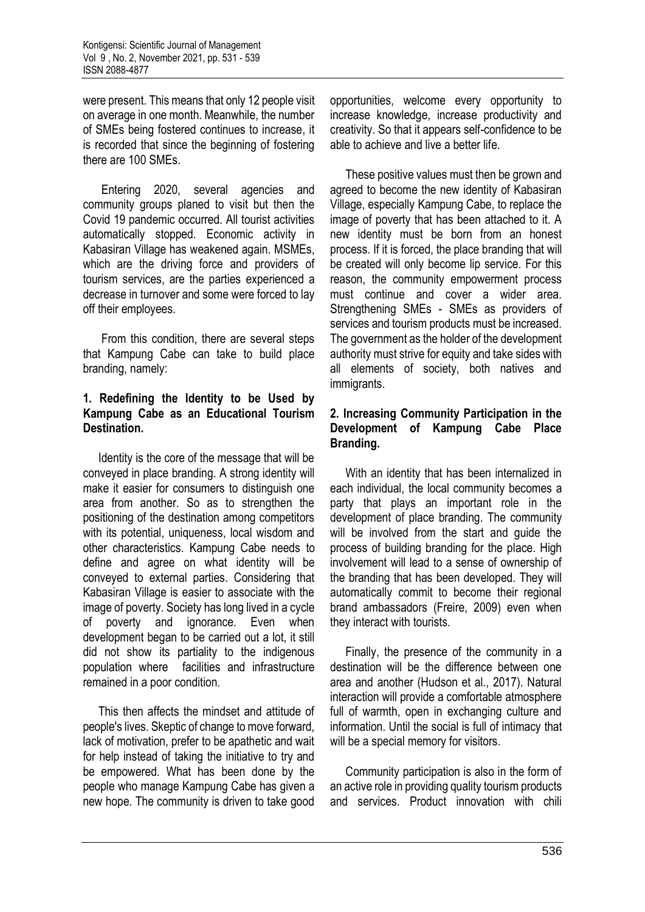were present. This means that only 12 people visit on average in one month. Meanwhile, the number of SMEs being fostered continues to increase, it is recorded that since the beginning of fostering there are 100 SMEs.

Entering 2020, several agencies and community groups planed to visit but then the Covid 19 pandemic occurred. All tourist activities automatically stopped. Economic activity in Kabasiran Village has weakened again. MSMEs, which are the driving force and providers of tourism services, are the parties experienced a decrease in turnover and some were forced to lay off their employees.

From this condition, there are several steps that Kampung Cabe can take to build place branding, namely:

**1. Redefining the Identity to be Used by Kampung Cabe as an Educational Tourism Destination.**

Identity is the core of the message that will be conveyed in place branding. A strong identity will make it easier for consumers to distinguish one area from another. So as to strengthen the positioning of the destination among competitors with its potential, uniqueness, local wisdom and other characteristics. Kampung Cabe needs to define and agree on what identity will be conveyed to external parties. Considering that Kabasiran Village is easier to associate with the image of poverty. Society has long lived in a cycle of poverty and ignorance. Even when development began to be carried out a lot, it still did not show its partiality to the indigenous population where facilities and infrastructure remained in a poor condition.

This then affects the mindset and attitude of people's lives. Skeptic of change to move forward, lack of motivation, prefer to be apathetic and wait for help instead of taking the initiative to try and be empowered. What has been done by the people who manage Kampung Cabe has given a new hope. The community is driven to take good opportunities, welcome every opportunity to increase knowledge, increase productivity and creativity. So that it appears self-confidence to be able to achieve and live a better life.

These positive values must then be grown and agreed to become the new identity of Kabasiran Village, especially Kampung Cabe, to replace the image of poverty that has been attached to it. A new identity must be born from an honest process. If it is forced, the place branding that will be created will only become lip service. For this reason, the community empowerment process must continue and cover a wider area. Strengthening SMEs - SMEs as providers of services and tourism products must be increased. The government as the holder of the development authority must strive for equity and take sides with all elements of society, both natives and immigrants.

**2. Increasing Community Participation in the Development of Kampung Cabe Place Branding.**

With an identity that has been internalized in each individual, the local community becomes a party that plays an important role in the development of place branding. The community will be involved from the start and guide the process of building branding for the place. High involvement will lead to a sense of ownership of the branding that has been developed. They will automatically commit to become their regional brand ambassadors (Freire, 2009) even when they interact with tourists.

Finally, the presence of the community in a destination will be the difference between one area and another (Hudson et al., 2017). Natural interaction will provide a comfortable atmosphere full of warmth, open in exchanging culture and information. Until the social is full of intimacy that will be a special memory for visitors.

Community participation is also in the form of an active role in providing quality tourism products and services. Product innovation with chili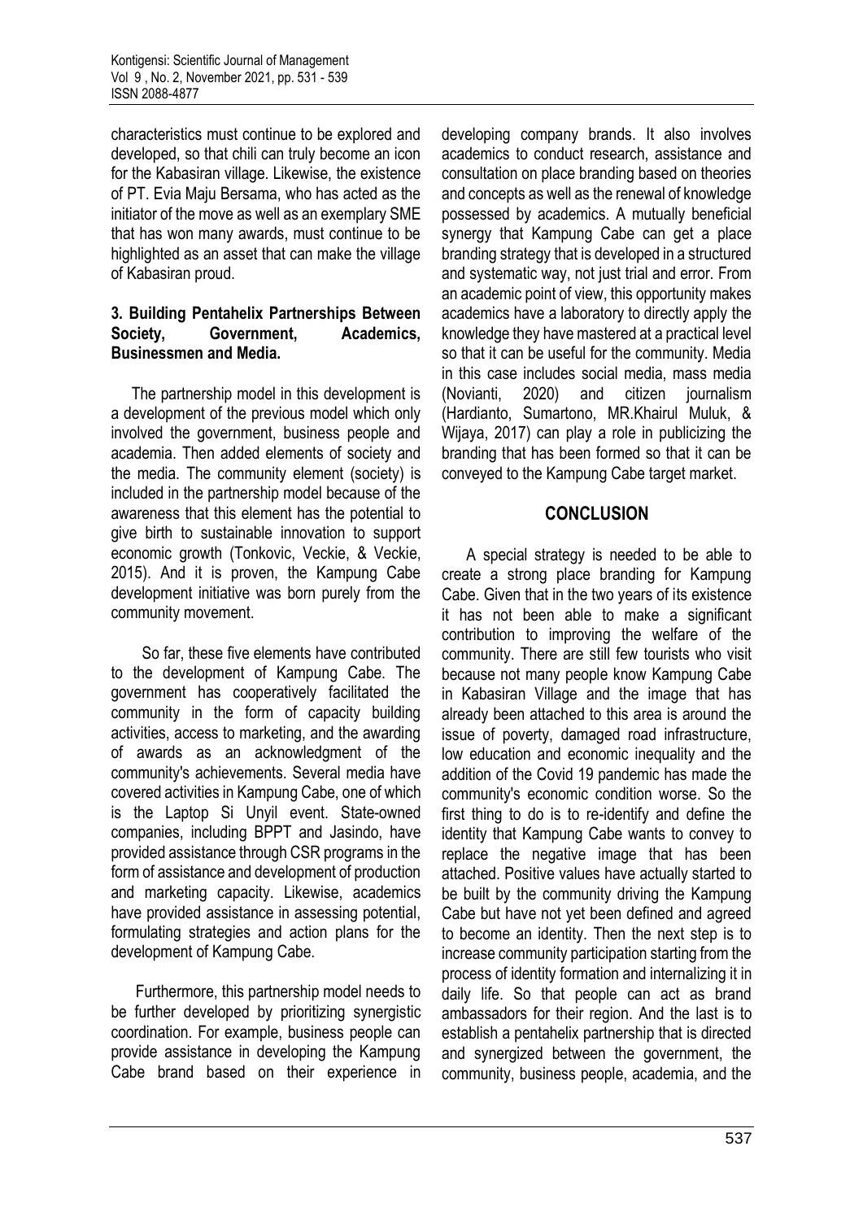characteristics must continue to be explored and developed, so that chili can truly become an icon for the Kabasiran village. Likewise, the existence of PT. Evia Maju Bersama, who has acted as the initiator of the move as well as an exemplary SME that has won many awards, must continue to be highlighted as an asset that can make the village of Kabasiran proud.

### 3. Building Pentahelix Partnerships Between Society, Government, Academics, Businessmen and Media.

The partnership model in this development is a development of the previous model which only involved the government, business people and academia. Then added elements of society and the media. The community element (society) is included in the partnership model because of the awareness that this element has the potential to give birth to sustainable innovation to support economic growth (Tonkovic, Veckie, & Veckie, 2015). And it is proven, the Kampung Cabe development initiative was born purely from the community movement.

So far, these five elements have contributed to the development of Kampung Cabe. The government has cooperatively facilitated the community in the form of capacity building activities, access to marketing, and the awarding of awards as an acknowledgment of the community's achievements. Several media have covered activities in Kampung Cabe, one of which is the Laptop Si Unyil event. State-owned companies, including BPPT and Jasindo, have provided assistance through CSR programs in the form of assistance and development of production and marketing capacity. Likewise, academics have provided assistance in assessing potential, formulating strategies and action plans for the development of Kampung Cabe.

Furthermore, this partnership model needs to be further developed by prioritizing synergistic coordination. For example, business people can provide assistance in developing the Kampung Cabe brand based on their experience in developing company brands. It also involves academics to conduct research, assistance and consultation on place branding based on theories and concepts as well as the renewal of knowledge possessed by academics. A mutually beneficial synergy that Kampung Cabe can get a place branding strategy that is developed in a structured and systematic way, not just trial and error. From an academic point of view, this opportunity makes academics have a laboratory to directly apply the knowledge they have mastered at a practical level so that it can be useful for the community. Media in this case includes social media, mass media (Novianti, 2020) and citizen journalism (Hardianto, Sumartono, MR.Khairul Muluk, & Wijaya, 2017) can play a role in publicizing the branding that has been formed so that it can be conveyed to the Kampung Cabe target market.

## CONCLUSION

A special strategy is needed to be able to create a strong place branding for Kampung Cabe. Given that in the two years of its existence it has not been able to make a significant contribution to improving the welfare of the community. There are still few tourists who visit because not many people know Kampung Cabe in Kabasiran Village and the image that has already been attached to this area is around the issue of poverty, damaged road infrastructure, low education and economic inequality and the addition of the Covid 19 pandemic has made the community's economic condition worse. So the first thing to do is to re-identify and define the identity that Kampung Cabe wants to convey to replace the negative image that has been attached. Positive values have actually started to be built by the community driving the Kampung Cabe but have not yet been defined and agreed to become an identity. Then the next step is to increase community participation starting from the process of identity formation and internalizing it in daily life. So that people can act as brand ambassadors for their region. And the last is to establish a pentahelix partnership that is directed and synergized between the government, the community, business people, academia, and the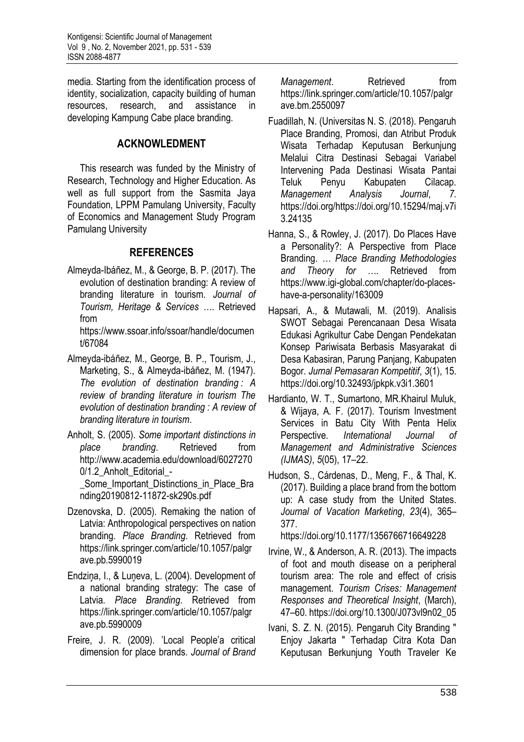media. Starting from the identification process of identity, socialization, capacity building of human resources, research, and assistance in developing Kampung Cabe place branding.

## ACKNOWLEDMENT

This research was funded by the Ministry of Research, Technology and Higher Education. As well as full support from the Sasmita Jaya Foundation, LPPM Pamulang University, Faculty of Economics and Management Study Program Pamulang University

## REFERENCES

Almeyda-Ibáñez, M., & George, B. P. (2017). The evolution of destination branding: A review of branding literature in tourism. *Journal of Tourism, Heritage & Services …*. Retrieved from https://www.ssoar.info/ssoar/handle/document/67084

Almeyda-ibáñez, M., George, B. P., Tourism, J., Marketing, S., & Almeyda-ibáñez, M. (1947). *The evolution of destination branding : A review of branding literature in tourism The evolution of destination branding : A review of branding literature in tourism*.

Anholt, S. (2005). *Some important distinctions in place branding*. Retrieved from http://www.academia.edu/download/60272700/1.2_Anholt_Editorial_-_Some_Important_Distinctions_in_Place_Branding20190812-11872-sk290s.pdf

Dzenovska, D. (2005). Remaking the nation of Latvia: Anthropological perspectives on nation branding. *Place Branding*. Retrieved from https://link.springer.com/article/10.1057/palgrave.pb.5990019

Endziņa, I., & Luņeva, L. (2004). Development of a national branding strategy: The case of Latvia. *Place Branding*. Retrieved from https://link.springer.com/article/10.1057/palgrave.pb.5990009

Freire, J. R. (2009). 'Local People'a critical dimension for place brands. *Journal of Brand Management*. Retrieved from https://link.springer.com/article/10.1057/palgrave.bm.2550097

Fuadillah, N. (Universitas N. S. (2018). Pengaruh Place Branding, Promosi, dan Atribut Produk Wisata Terhadap Keputusan Berkunjung Melalui Citra Destinasi Sebagai Variabel Intervening Pada Destinasi Wisata Pantai Teluk Penyu Kabupaten Cilacap. *Management Analysis Journal*, *7*. https://doi.org/https://doi.org/10.15294/maj.v7i3.24135

Hanna, S., & Rowley, J. (2017). Do Places Have a Personality?: A Perspective from Place Branding. *… Place Branding Methodologies and Theory for …*. Retrieved from https://www.igi-global.com/chapter/do-places-have-a-personality/163009

Hapsari, A., & Mutawali, M. (2019). Analisis SWOT Sebagai Perencanaan Desa Wisata Edukasi Agrikultur Cabe Dengan Pendekatan Konsep Pariwisata Berbasis Masyarakat di Desa Kabasiran, Parung Panjang, Kabupaten Bogor. *Jurnal Pemasaran Kompetitif*, *3*(1), 15. https://doi.org/10.32493/jpkpk.v3i1.3601

Hardianto, W. T., Sumartono, MR.Khairul Muluk, & Wijaya, A. F. (2017). Tourism Investment Services in Batu City With Penta Helix Perspective. *International Journal of Management and Administrative Sciences (IJMAS)*, *5*(05), 17–22.

Hudson, S., Cárdenas, D., Meng, F., & Thal, K. (2017). Building a place brand from the bottom up: A case study from the United States. *Journal of Vacation Marketing*, *23*(4), 365–377. https://doi.org/10.1177/1356766716649228

Irvine, W., & Anderson, A. R. (2013). The impacts of foot and mouth disease on a peripheral tourism area: The role and effect of crisis management. *Tourism Crises: Management Responses and Theoretical Insight*, (March), 47–60. https://doi.org/10.1300/J073vl9n02_05

Ivani, S. Z. N. (2015). Pengaruh City Branding " Enjoy Jakarta " Terhadap Citra Kota Dan Keputusan Berkunjung Youth Traveler Ke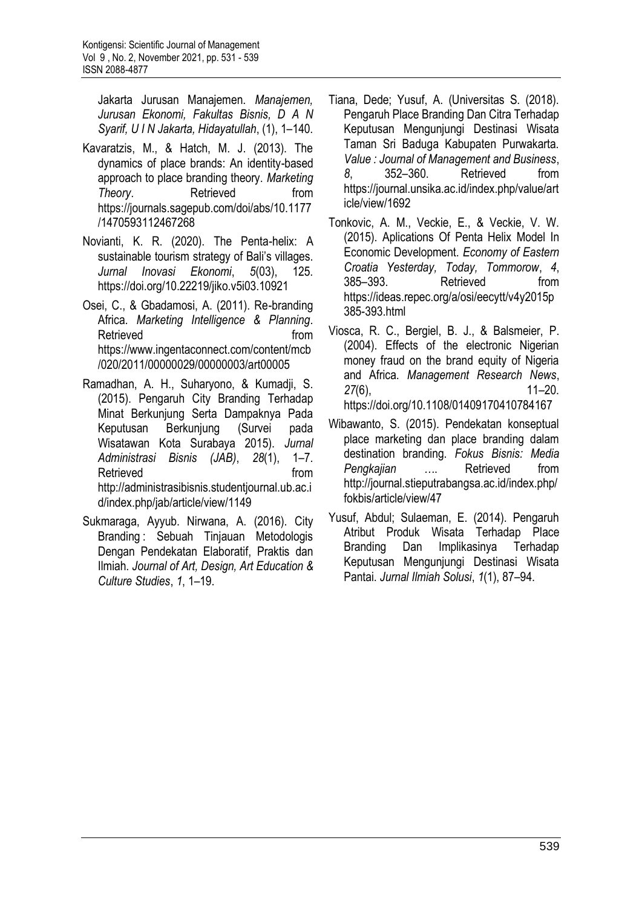Jakarta Jurusan Manajemen. *Manajemen, Jurusan Ekonomi, Fakultas Bisnis, D A N Syarif, U I N Jakarta, Hidayatullah*, (1), 1–140.

Kavaratzis, M., & Hatch, M. J. (2013). The dynamics of place brands: An identity-based approach to place branding theory. *Marketing Theory*. Retrieved from https://journals.sagepub.com/doi/abs/10.1177/1470593112467268

Novianti, K. R. (2020). The Penta-helix: A sustainable tourism strategy of Bali's villages. *Jurnal Inovasi Ekonomi*, *5*(03), 125. https://doi.org/10.22219/jiko.v5i03.10921

Osei, C., & Gbadamosi, A. (2011). Re-branding Africa. *Marketing Intelligence & Planning*. Retrieved from https://www.ingentaconnect.com/content/mcb/020/2011/00000029/00000003/art00005

Ramadhan, A. H., Suharyono, & Kumadji, S. (2015). Pengaruh City Branding Terhadap Minat Berkunjung Serta Dampaknya Pada Keputusan Berkunjung (Survei pada Wisatawan Kota Surabaya 2015). *Jurnal Administrasi Bisnis (JAB)*, *28*(1), 1–7. Retrieved from http://administrasibisnis.studentjournal.ub.ac.id/index.php/jab/article/view/1149

Sukmaraga, Ayyub. Nirwana, A. (2016). City Branding : Sebuah Tinjauan Metodologis Dengan Pendekatan Elaboratif, Praktis dan Ilmiah. *Journal of Art, Design, Art Education & Culture Studies*, *1*, 1–19.

Tiana, Dede; Yusuf, A. (Universitas S. (2018). Pengaruh Place Branding Dan Citra Terhadap Keputusan Mengunjungi Destinasi Wisata Taman Sri Baduga Kabupaten Purwakarta. *Value : Journal of Management and Business*, *8*, 352–360. Retrieved from https://journal.unsika.ac.id/index.php/value/article/view/1692

Tonkovic, A. M., Veckie, E., & Veckie, V. W. (2015). Aplications Of Penta Helix Model In Economic Development. *Economy of Eastern Croatia Yesterday, Today, Tommorow*, *4*, 385–393. Retrieved from https://ideas.repec.org/a/osi/eecytt/v4y2015p385-393.html

Viosca, R. C., Bergiel, B. J., & Balsmeier, P. (2004). Effects of the electronic Nigerian money fraud on the brand equity of Nigeria and Africa. *Management Research News*, *27*(6), 11–20. https://doi.org/10.1108/01409170410784167

Wibawanto, S. (2015). Pendekatan konseptual place marketing dan place branding dalam destination branding. *Fokus Bisnis: Media Pengkajian ….* Retrieved from http://journal.stieputrabangsa.ac.id/index.php/fokbis/article/view/47

Yusuf, Abdul; Sulaeman, E. (2014). Pengaruh Atribut Produk Wisata Terhadap Place Branding Dan Implikasinya Terhadap Keputusan Mengunjungi Destinasi Wisata Pantai. *Jurnal Ilmiah Solusi*, *1*(1), 87–94.